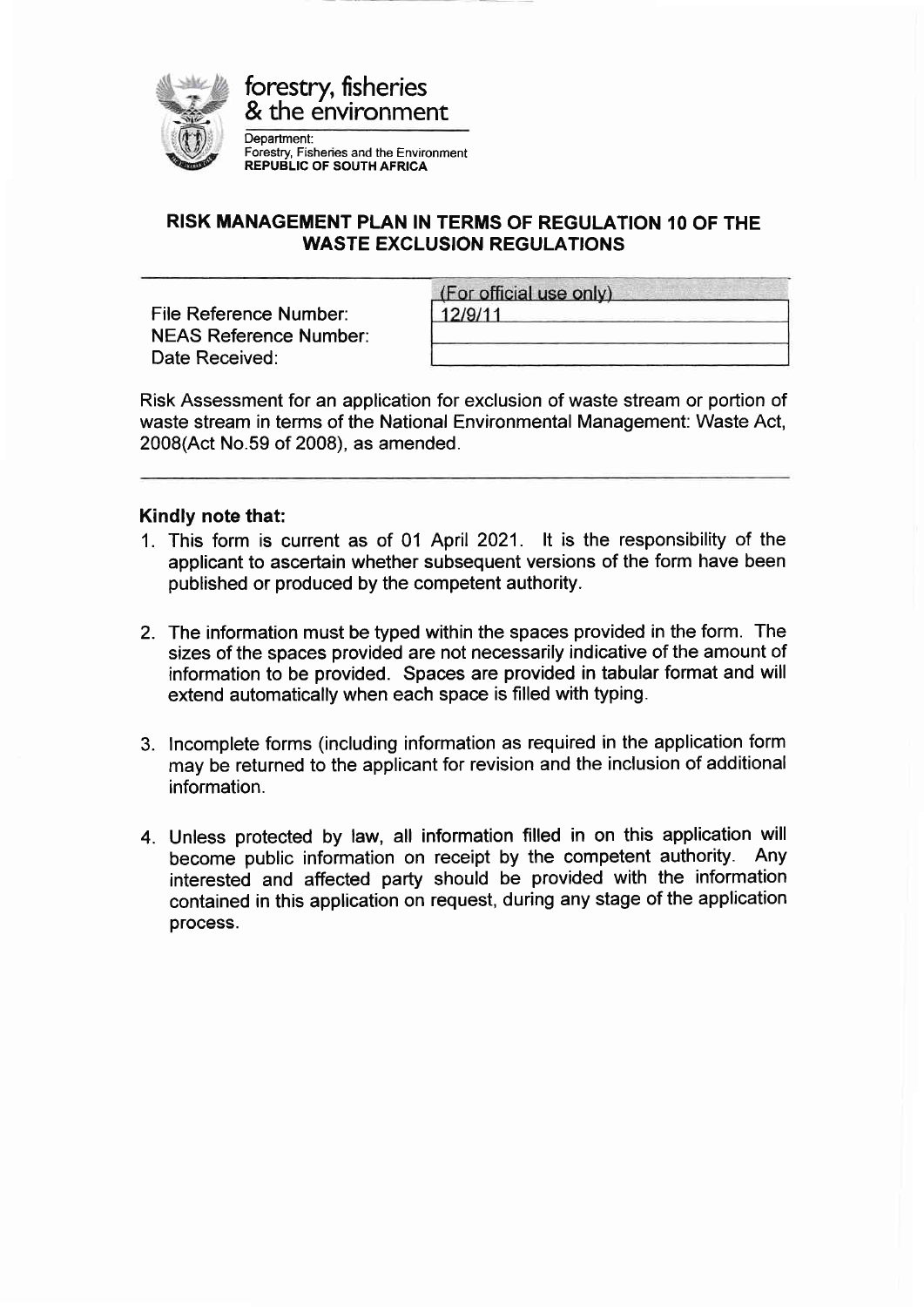forestry, fisheries
& the environment

Department:
Forestry, Fisheries and the Environment
**REPUBLIC OF SOUTH AFRICA**

## RISK MANAGEMENT PLAN IN TERMS OF REGULATION 10 OF THE WASTE EXCLUSION REGULATIONS

| | (For official use only) |
|---|---|
| File Reference Number: | 12/9/11 |
| NEAS Reference Number: | |
| Date Received: | |

Risk Assessment for an application for exclusion of waste stream or portion of waste stream in terms of the National Environmental Management: Waste Act, 2008(Act No.59 of 2008), as amended.

### Kindly note that:

1. This form is current as of 01 April 2021. It is the responsibility of the applicant to ascertain whether subsequent versions of the form have been published or produced by the competent authority.

2. The information must be typed within the spaces provided in the form. The sizes of the spaces provided are not necessarily indicative of the amount of information to be provided. Spaces are provided in tabular format and will extend automatically when each space is filled with typing.

3. Incomplete forms (including information as required in the application form may be returned to the applicant for revision and the inclusion of additional information.

4. Unless protected by law, all information filled in on this application will become public information on receipt by the competent authority. Any interested and affected party should be provided with the information contained in this application on request, during any stage of the application process.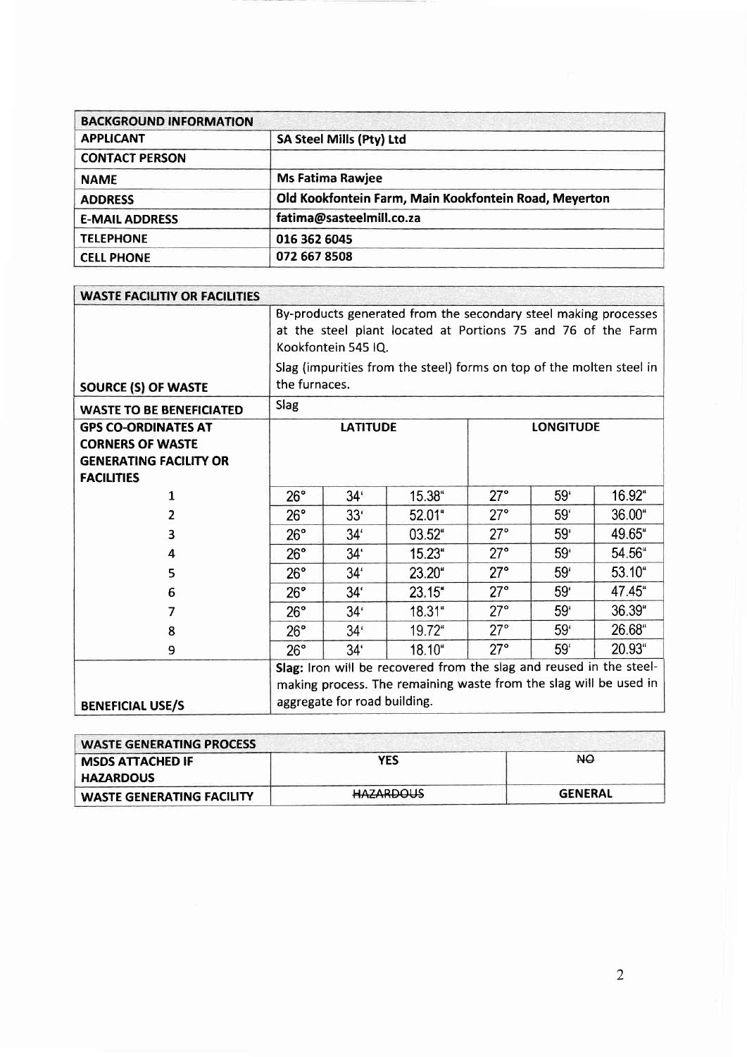| BACKGROUND INFORMATION | |
|---|---|
| **APPLICANT** | **SA Steel Mills (Pty) Ltd** |
| **CONTACT PERSON** | |
| **NAME** | **Ms Fatima Rawjee** |
| **ADDRESS** | **Old Kookfontein Farm, Main Kookfontein Road, Meyerton** |
| **E-MAIL ADDRESS** | **fatima@sasteelmill.co.za** |
| **TELEPHONE** | **016 362 6045** |
| **CELL PHONE** | **072 667 8508** |

| WASTE FACILITIY OR FACILITIES | | | | | | |
|---|---|---|---|---|---|---|
| **SOURCE (S) OF WASTE** | By-products generated from the secondary steel making processes at the steel plant located at Portions 75 and 76 of the Farm Kookfontein 545 IQ. Slag (impurities from the steel) forms on top of the molten steel in the furnaces. | | | | | |
| **WASTE TO BE BENEFICIATED** | Slag | | | | | |
| **GPS CO-ORDINATES AT CORNERS OF WASTE GENERATING FACILITY OR FACILITIES** | **LATITUDE** | | | **LONGITUDE** | | |
| 1 | 26° | 34' | 15.38" | 27° | 59' | 16.92" |
| 2 | 26° | 33' | 52.01" | 27° | 59' | 36.00" |
| 3 | 26° | 34' | 03.52" | 27° | 59' | 49.65" |
| 4 | 26° | 34' | 15.23" | 27° | 59' | 54.56" |
| 5 | 26° | 34' | 23.20" | 27° | 59' | 53.10" |
| 6 | 26° | 34' | 23.15" | 27° | 59' | 47.45" |
| 7 | 26° | 34' | 18.31" | 27° | 59' | 36.39" |
| 8 | 26° | 34' | 19.72" | 27° | 59' | 26.68" |
| 9 | 26° | 34' | 18.10" | 27° | 59' | 20.93" |
| **BENEFICIAL USE/S** | **Slag:** Iron will be recovered from the slag and reused in the steel-making process. The remaining waste from the slag will be used in aggregate for road building. | | | | | |

| WASTE GENERATING PROCESS | | |
|---|---|---|
| **MSDS ATTACHED IF HAZARDOUS** | **YES** | ~~**NO**~~ |
| **WASTE GENERATING FACILITY** | ~~**HAZARDOUS**~~ | **GENERAL** |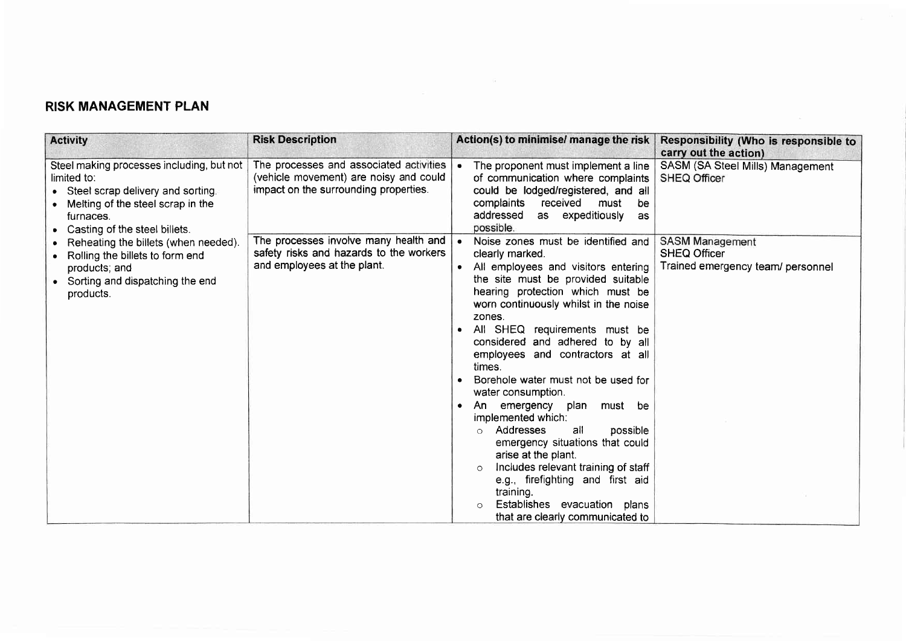## RISK MANAGEMENT PLAN

| Activity | Risk Description | Action(s) to minimise/ manage the risk | Responsibility (Who is responsible to carry out the action) |
|---|---|---|---|
| Steel making processes including, but not limited to:<br>• Steel scrap delivery and sorting.<br>• Melting of the steel scrap in the furnaces.<br>• Casting of the steel billets.<br>• Reheating the billets (when needed).<br>• Rolling the billets to form end products; and<br>• Sorting and dispatching the end products. | The processes and associated activities (vehicle movement) are noisy and could impact on the surrounding properties. | • The proponent must implement a line of communication where complaints could be lodged/registered, and all complaints received must be addressed as expeditiously as possible. | SASM (SA Steel Mills) Management<br>SHEQ Officer |
| | The processes involve many health and safety risks and hazards to the workers and employees at the plant. | • Noise zones must be identified and clearly marked.<br>• All employees and visitors entering the site must be provided suitable hearing protection which must be worn continuously whilst in the noise zones.<br>• All SHEQ requirements must be considered and adhered to by all employees and contractors at all times.<br>• Borehole water must not be used for water consumption.<br>• An emergency plan must be implemented which:<br>  ○ Addresses all possible emergency situations that could arise at the plant.<br>  ○ Includes relevant training of staff e.g., firefighting and first aid training.<br>  ○ Establishes evacuation plans that are clearly communicated to | SASM Management<br>SHEQ Officer<br>Trained emergency team/ personnel |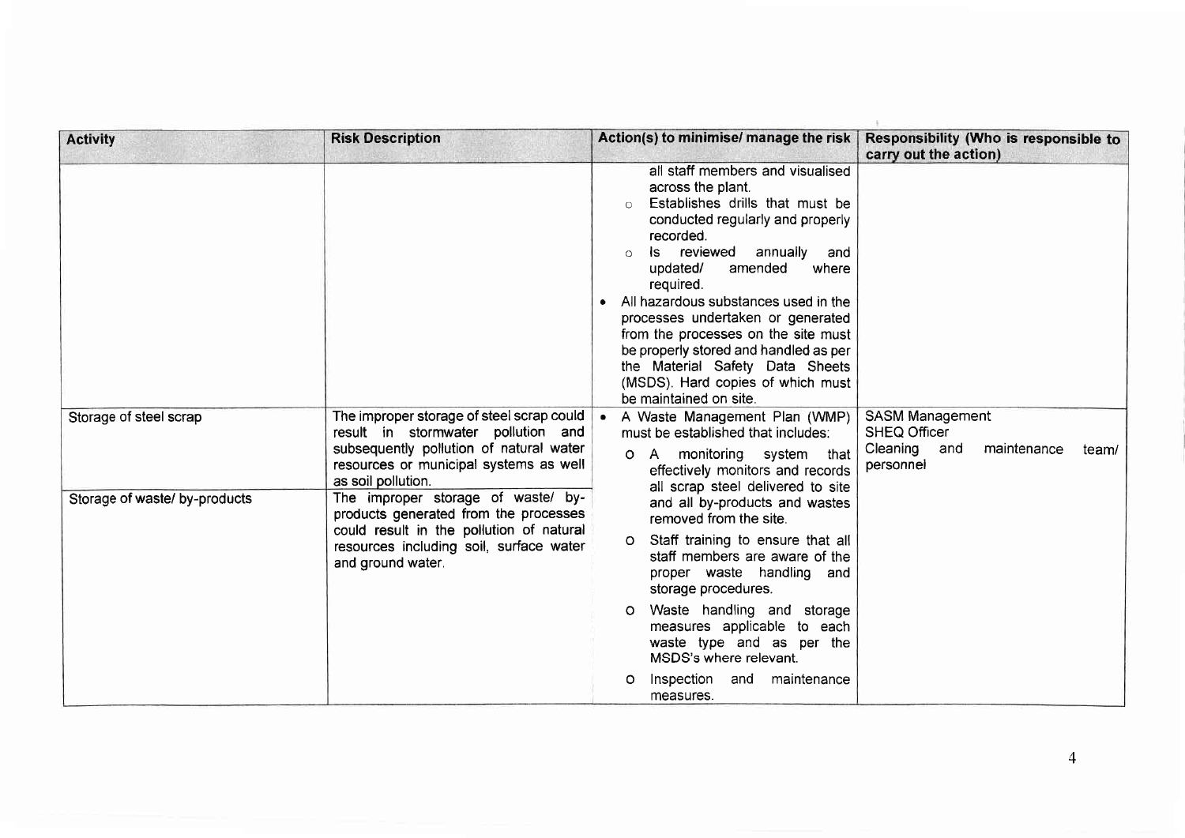| Activity | Risk Description | Action(s) to minimise/ manage the risk | Responsibility (Who is responsible to carry out the action) |
|---|---|---|---|
| | | all staff members and visualised across the plant.<br>o Establishes drills that must be conducted regularly and properly recorded.<br>o Is reviewed annually and updated/ amended where required.<br>• All hazardous substances used in the processes undertaken or generated from the processes on the site must be properly stored and handled as per the Material Safety Data Sheets (MSDS). Hard copies of which must be maintained on site. | |
| Storage of steel scrap | The improper storage of steel scrap could result in stormwater pollution and subsequently pollution of natural water resources or municipal systems as well as soil pollution. | • A Waste Management Plan (WMP) must be established that includes:<br>o A monitoring system that effectively monitors and records all scrap steel delivered to site and all by-products and wastes removed from the site.<br>o Staff training to ensure that all staff members are aware of the proper waste handling and storage procedures.<br>o Waste handling and storage measures applicable to each waste type and as per the MSDS's where relevant.<br>o Inspection and maintenance measures. | SASM Management<br>SHEQ Officer<br>Cleaning and maintenance team/ personnel |
| Storage of waste/ by-products | The improper storage of waste/ by-products generated from the processes could result in the pollution of natural resources including soil, surface water and ground water. | | |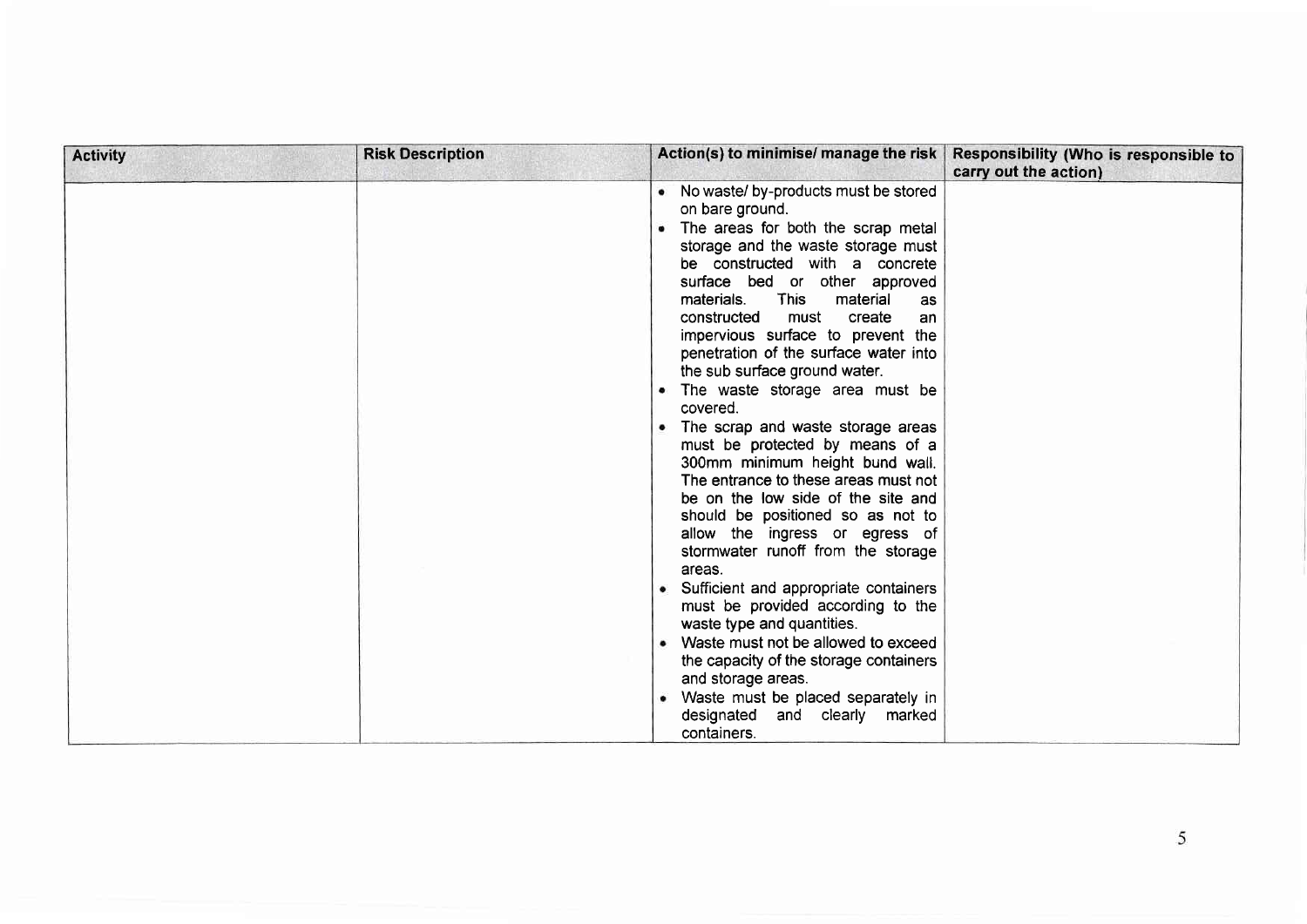| Activity | Risk Description | Action(s) to minimise/ manage the risk | Responsibility (Who is responsible to carry out the action) |
|---|---|---|---|
| | | • No waste/ by-products must be stored on bare ground.<br>• The areas for both the scrap metal storage and the waste storage must be constructed with a concrete surface bed or other approved materials. This material as constructed must create an impervious surface to prevent the penetration of the surface water into the sub surface ground water.<br>• The waste storage area must be covered.<br>• The scrap and waste storage areas must be protected by means of a 300mm minimum height bund wall. The entrance to these areas must not be on the low side of the site and should be positioned so as not to allow the ingress or egress of stormwater runoff from the storage areas.<br>• Sufficient and appropriate containers must be provided according to the waste type and quantities.<br>• Waste must not be allowed to exceed the capacity of the storage containers and storage areas.<br>• Waste must be placed separately in designated and clearly marked containers. | |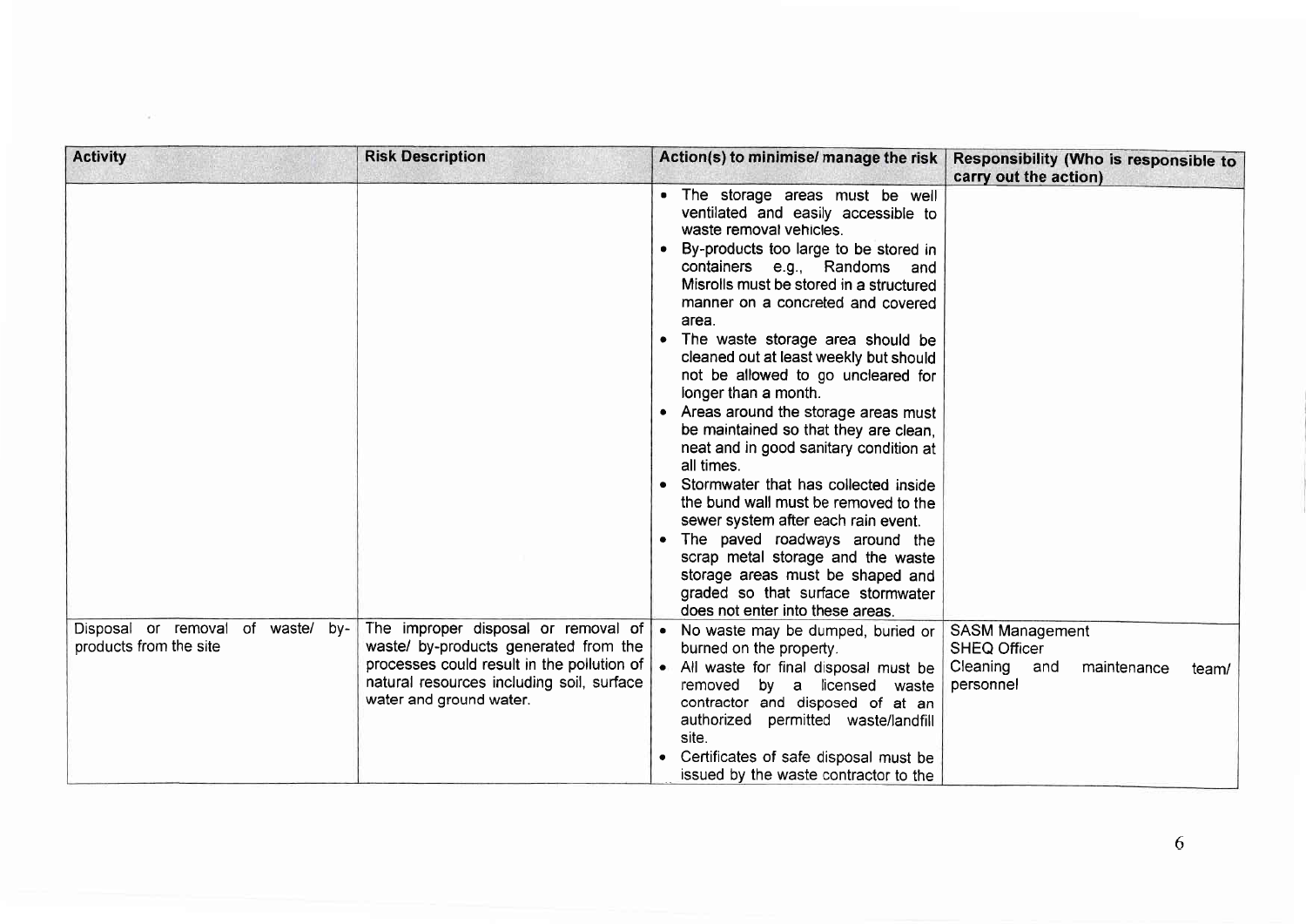| Activity | Risk Description | Action(s) to minimise/ manage the risk | Responsibility (Who is responsible to carry out the action) |
|---|---|---|---|
| | | • The storage areas must be well ventilated and easily accessible to waste removal vehicles.<br>• By-products too large to be stored in containers e.g., Randoms and Misrolls must be stored in a structured manner on a concreted and covered area.<br>• The waste storage area should be cleaned out at least weekly but should not be allowed to go uncleared for longer than a month.<br>• Areas around the storage areas must be maintained so that they are clean, neat and in good sanitary condition at all times.<br>• Stormwater that has collected inside the bund wall must be removed to the sewer system after each rain event.<br>• The paved roadways around the scrap metal storage and the waste storage areas must be shaped and graded so that surface stormwater does not enter into these areas. | |
| Disposal or removal of waste/ by-products from the site | The improper disposal or removal of waste/ by-products generated from the processes could result in the pollution of natural resources including soil, surface water and ground water. | • No waste may be dumped, buried or burned on the property.<br>• All waste for final disposal must be removed by a licensed waste contractor and disposed of at an authorized permitted waste/landfill site.<br>• Certificates of safe disposal must be issued by the waste contractor to the | SASM Management<br>SHEQ Officer<br>Cleaning and maintenance team/ personnel |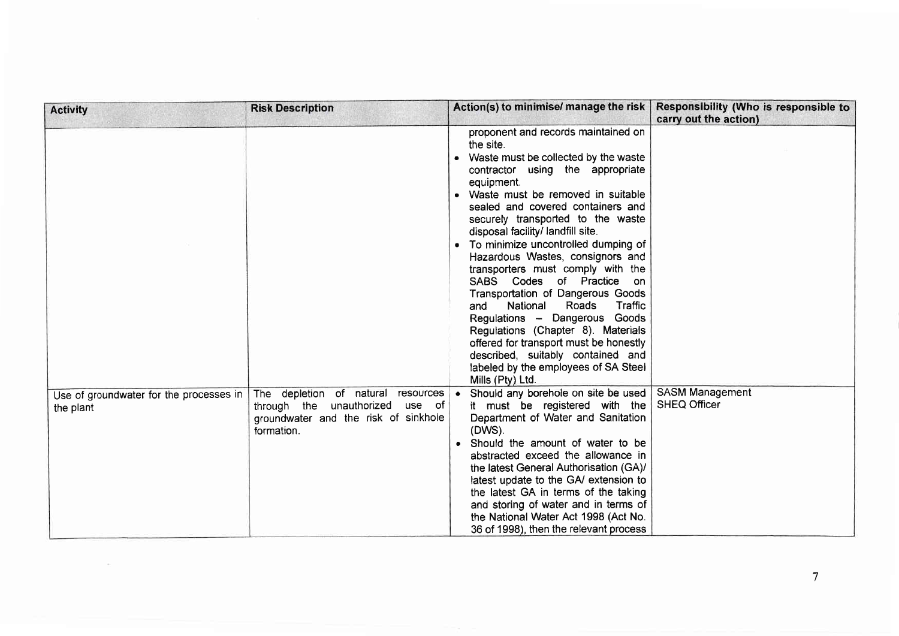| Activity | Risk Description | Action(s) to minimise/ manage the risk | Responsibility (Who is responsible to carry out the action) |
| --- | --- | --- | --- |
| | | proponent and records maintained on the site.<br>• Waste must be collected by the waste contractor using the appropriate equipment.<br>• Waste must be removed in suitable sealed and covered containers and securely transported to the waste disposal facility/ landfill site.<br>• To minimize uncontrolled dumping of Hazardous Wastes, consignors and transporters must comply with the SABS Codes of Practice on Transportation of Dangerous Goods and National Roads Traffic Regulations – Dangerous Goods Regulations (Chapter 8). Materials offered for transport must be honestly described, suitably contained and labeled by the employees of SA Steel Mills (Pty) Ltd. | |
| Use of groundwater for the processes in the plant | The depletion of natural resources through the unauthorized use of groundwater and the risk of sinkhole formation. | • Should any borehole on site be used it must be registered with the Department of Water and Sanitation (DWS).<br>• Should the amount of water to be abstracted exceed the allowance in the latest General Authorisation (GA)/ latest update to the GA/ extension to the latest GA in terms of the taking and storing of water and in terms of the National Water Act 1998 (Act No. 36 of 1998), then the relevant process | SASM Management<br>SHEQ Officer |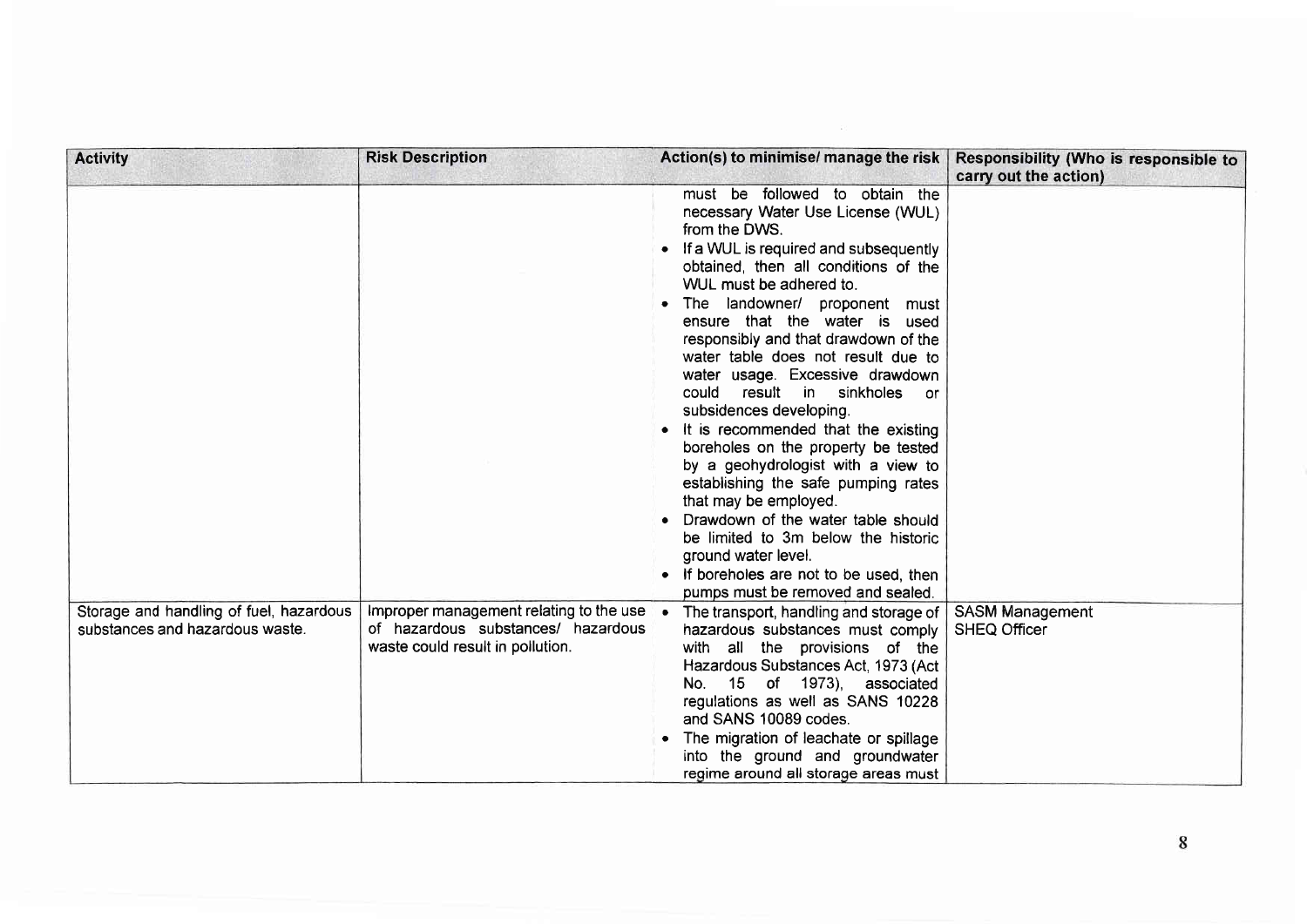| Activity | Risk Description | Action(s) to minimise/ manage the risk | Responsibility (Who is responsible to carry out the action) |
|---|---|---|---|
| | | must be followed to obtain the necessary Water Use License (WUL) from the DWS.<br>• If a WUL is required and subsequently obtained, then all conditions of the WUL must be adhered to.<br>• The landowner/ proponent must ensure that the water is used responsibly and that drawdown of the water table does not result due to water usage. Excessive drawdown could result in sinkholes or subsidences developing.<br>• It is recommended that the existing boreholes on the property be tested by a geohydrologist with a view to establishing the safe pumping rates that may be employed.<br>• Drawdown of the water table should be limited to 3m below the historic ground water level.<br>• If boreholes are not to be used, then pumps must be removed and sealed. | |
| Storage and handling of fuel, hazardous substances and hazardous waste. | Improper management relating to the use of hazardous substances/ hazardous waste could result in pollution. | • The transport, handling and storage of hazardous substances must comply with all the provisions of the Hazardous Substances Act, 1973 (Act No. 15 of 1973), associated regulations as well as SANS 10228 and SANS 10089 codes.<br>• The migration of leachate or spillage into the ground and groundwater regime around all storage areas must | SASM Management<br>SHEQ Officer |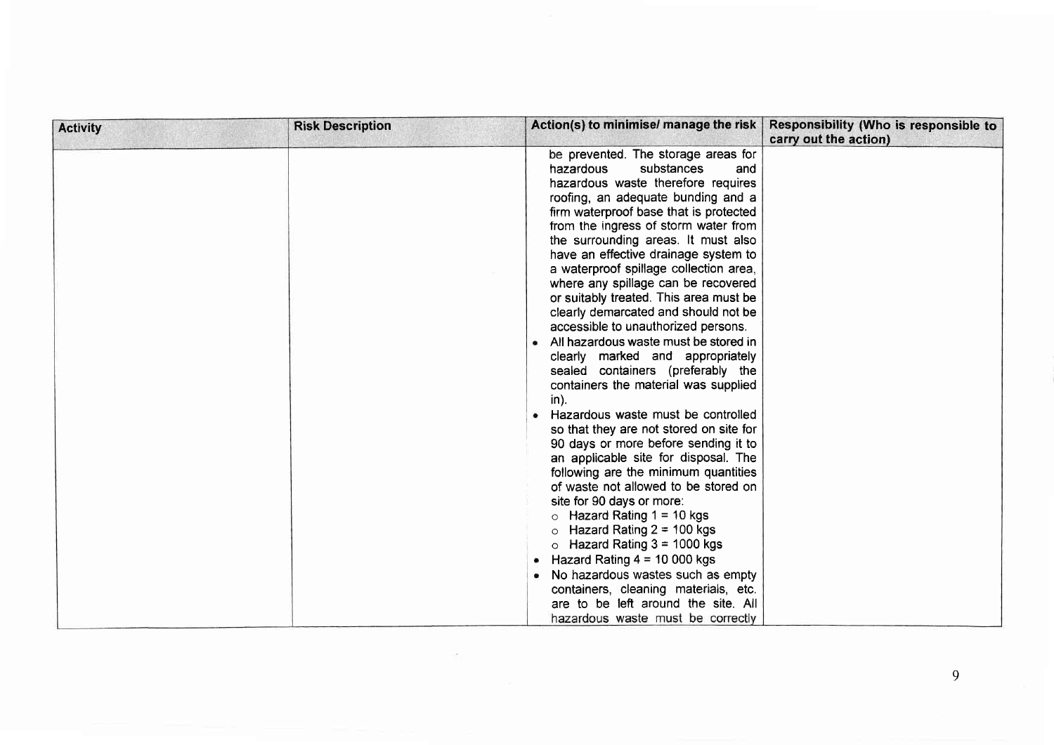| Activity | Risk Description | Action(s) to minimise/ manage the risk | Responsibility (Who is responsible to carry out the action) |
|---|---|---|---|
| | | be prevented. The storage areas for hazardous substances and hazardous waste therefore requires roofing, an adequate bunding and a firm waterproof base that is protected from the ingress of storm water from the surrounding areas. It must also have an effective drainage system to a waterproof spillage collection area, where any spillage can be recovered or suitably treated. This area must be clearly demarcated and should not be accessible to unauthorized persons.<br>• All hazardous waste must be stored in clearly marked and appropriately sealed containers (preferably the containers the material was supplied in).<br>• Hazardous waste must be controlled so that they are not stored on site for 90 days or more before sending it to an applicable site for disposal. The following are the minimum quantities of waste not allowed to be stored on site for 90 days or more:<br>  ○ Hazard Rating 1 = 10 kgs<br>  ○ Hazard Rating 2 = 100 kgs<br>  ○ Hazard Rating 3 = 1000 kgs<br>• Hazard Rating 4 = 10 000 kgs<br>• No hazardous wastes such as empty containers, cleaning materials, etc. are to be left around the site. All hazardous waste must be correctly | |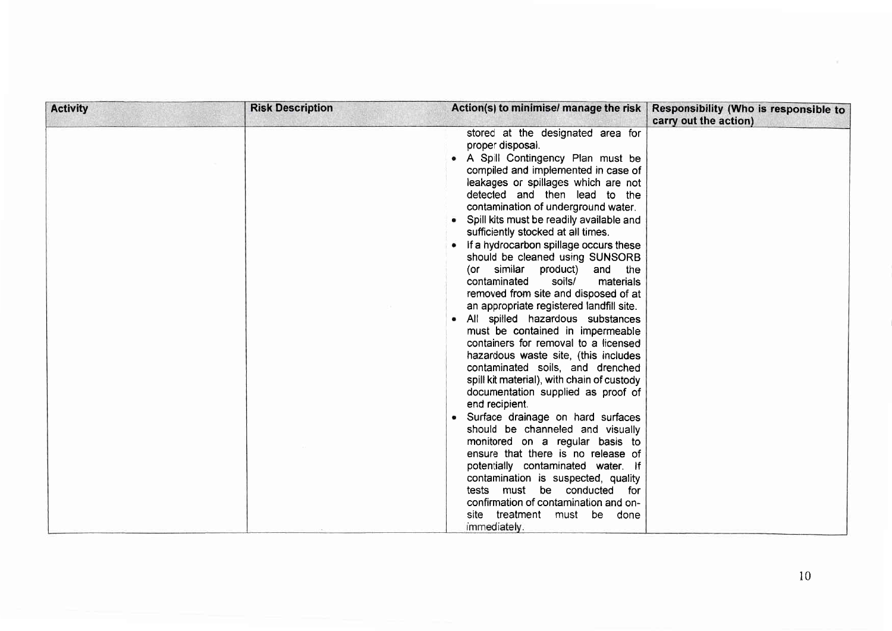| Activity | Risk Description | Action(s) to minimise/ manage the risk | Responsibility (Who is responsible to carry out the action) |
| --- | --- | --- | --- |
| | | stored at the designated area for proper disposal.<br>• A Spill Contingency Plan must be compiled and implemented in case of leakages or spillages which are not detected and then lead to the contamination of underground water.<br>• Spill kits must be readily available and sufficiently stocked at all times.<br>• If a hydrocarbon spillage occurs these should be cleaned using SUNSORB (or similar product) and the contaminated soils/ materials removed from site and disposed of at an appropriate registered landfill site.<br>• All spilled hazardous substances must be contained in impermeable containers for removal to a licensed hazardous waste site, (this includes contaminated soils, and drenched spill kit material), with chain of custody documentation supplied as proof of end recipient.<br>• Surface drainage on hard surfaces should be channeled and visually monitored on a regular basis to ensure that there is no release of potentially contaminated water. If contamination is suspected, quality tests must be conducted for confirmation of contamination and on-site treatment must be done immediately. | |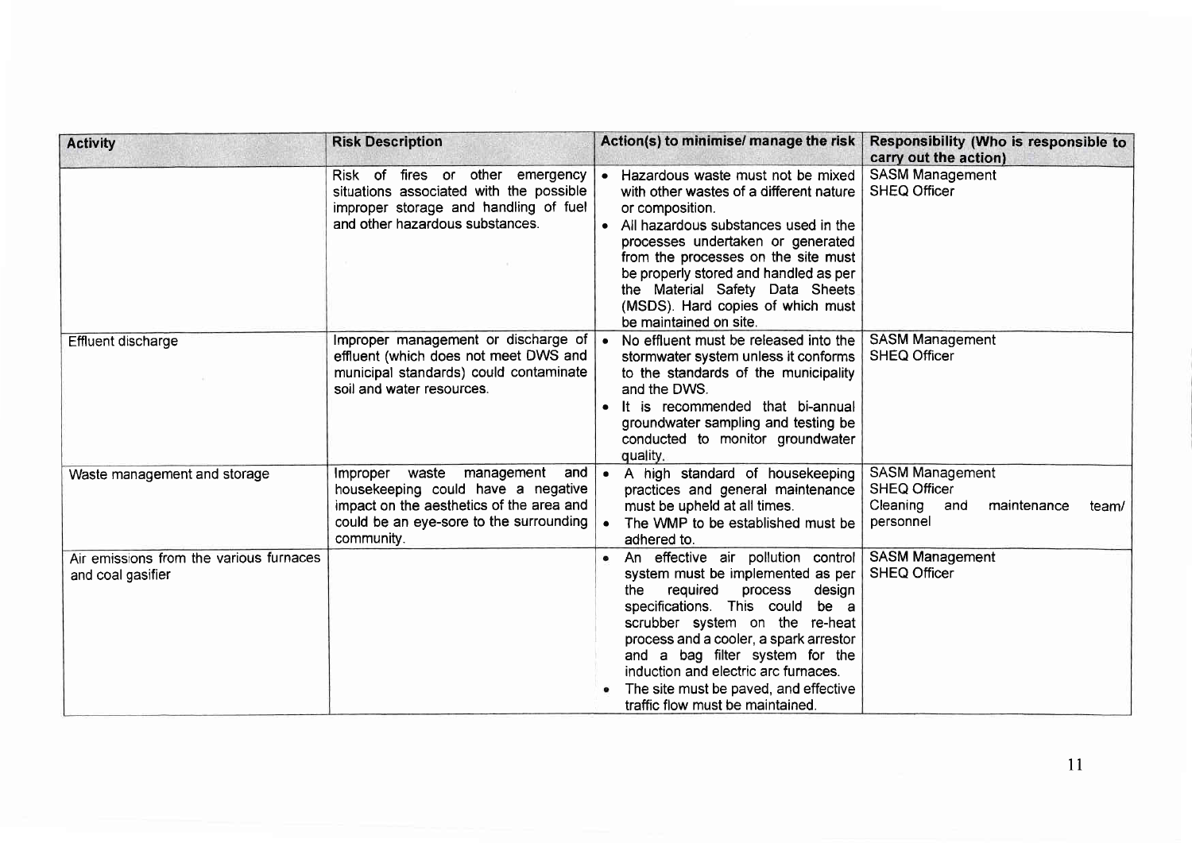| Activity | Risk Description | Action(s) to minimise/ manage the risk | Responsibility (Who is responsible to carry out the action) |
|---|---|---|---|
| | Risk of fires or other emergency situations associated with the possible improper storage and handling of fuel and other hazardous substances. | • Hazardous waste must not be mixed with other wastes of a different nature or composition.<br>• All hazardous substances used in the processes undertaken or generated from the processes on the site must be properly stored and handled as per the Material Safety Data Sheets (MSDS). Hard copies of which must be maintained on site. | SASM Management<br>SHEQ Officer |
| Effluent discharge | Improper management or discharge of effluent (which does not meet DWS and municipal standards) could contaminate soil and water resources. | • No effluent must be released into the stormwater system unless it conforms to the standards of the municipality and the DWS.<br>• It is recommended that bi-annual groundwater sampling and testing be conducted to monitor groundwater quality. | SASM Management<br>SHEQ Officer |
| Waste management and storage | Improper waste management and housekeeping could have a negative impact on the aesthetics of the area and could be an eye-sore to the surrounding community. | • A high standard of housekeeping practices and general maintenance must be upheld at all times.<br>• The WMP to be established must be adhered to. | SASM Management<br>SHEQ Officer<br>Cleaning and maintenance team/ personnel |
| Air emissions from the various furnaces and coal gasifier | | • An effective air pollution control system must be implemented as per the required process design specifications. This could be a scrubber system on the re-heat process and a cooler, a spark arrestor and a bag filter system for the induction and electric arc furnaces.<br>• The site must be paved, and effective traffic flow must be maintained. | SASM Management<br>SHEQ Officer |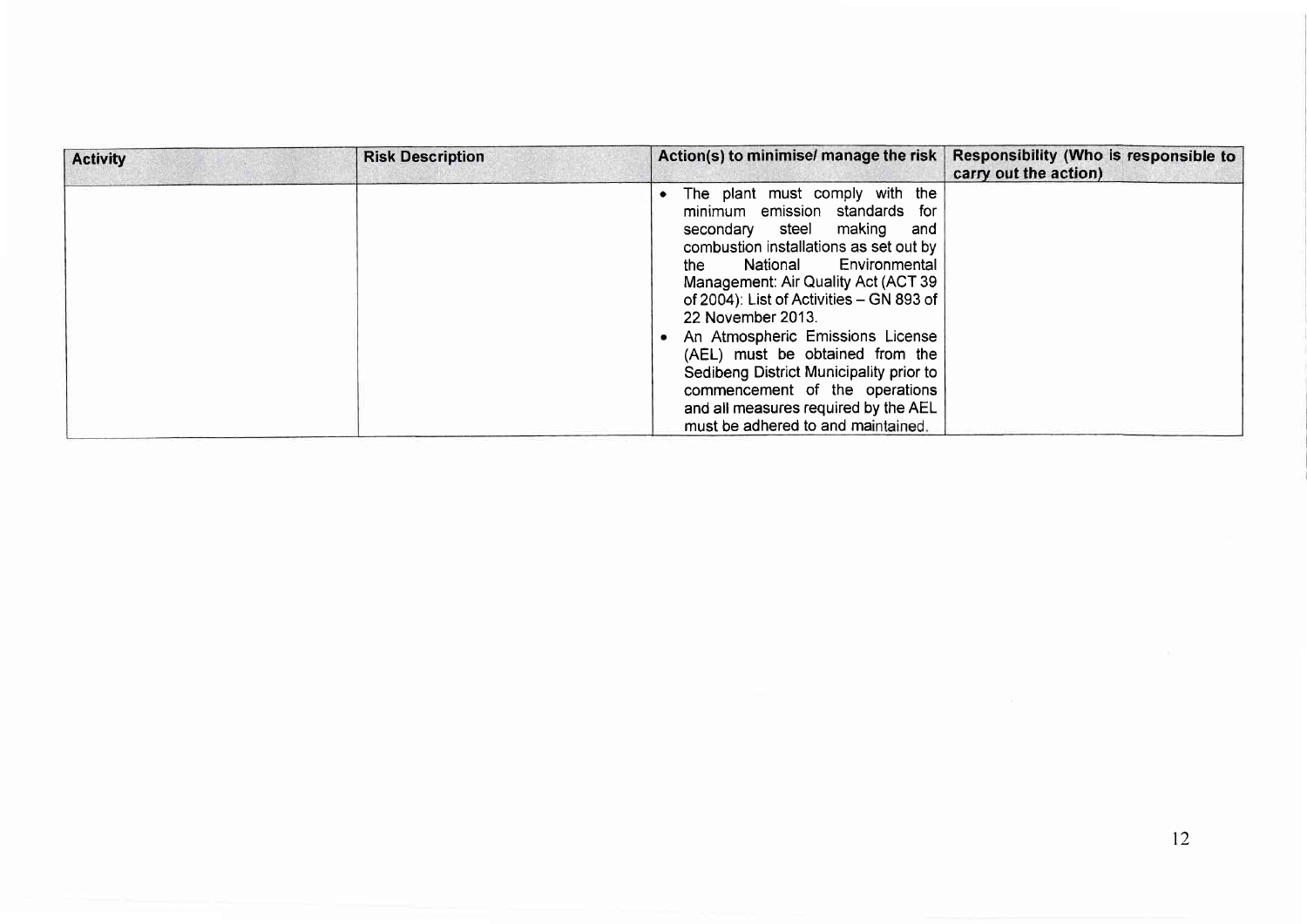| Activity | Risk Description | Action(s) to minimise/ manage the risk | Responsibility (Who is responsible to carry out the action) |
|---|---|---|---|
| | | • The plant must comply with the minimum emission standards for secondary steel making and combustion installations as set out by the National Environmental Management: Air Quality Act (ACT 39 of 2004): List of Activities – GN 893 of 22 November 2013.<br>• An Atmospheric Emissions License (AEL) must be obtained from the Sedibeng District Municipality prior to commencement of the operations and all measures required by the AEL must be adhered to and maintained. | |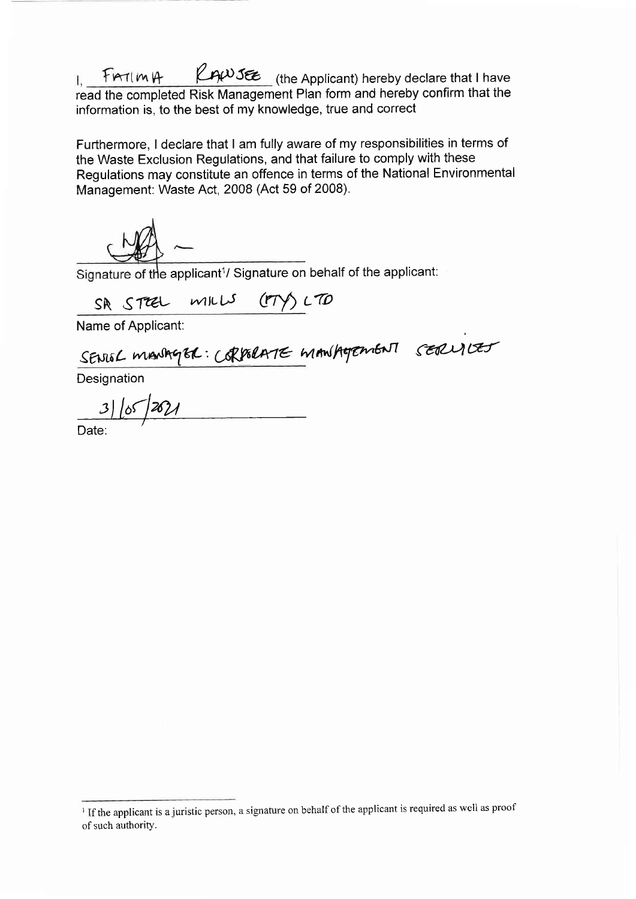I, FATIMA RAWJEE (the Applicant) hereby declare that I have read the completed Risk Management Plan form and hereby confirm that the information is, to the best of my knowledge, true and correct

Furthermore, I declare that I am fully aware of my responsibilities in terms of the Waste Exclusion Regulations, and that failure to comply with these Regulations may constitute an offence in terms of the National Environmental Management: Waste Act, 2008 (Act 59 of 2008).

Signature of the applicant[1]/ Signature on behalf of the applicant:

SA STEEL MILLS (PTY) LTD

Name of Applicant:

SENIOR MANAGER: CORPORATE MANAGEMENT SERVICES

Designation

31/05/2021

Date:

[1] If the applicant is a juristic person, a signature on behalf of the applicant is required as well as proof of such authority.